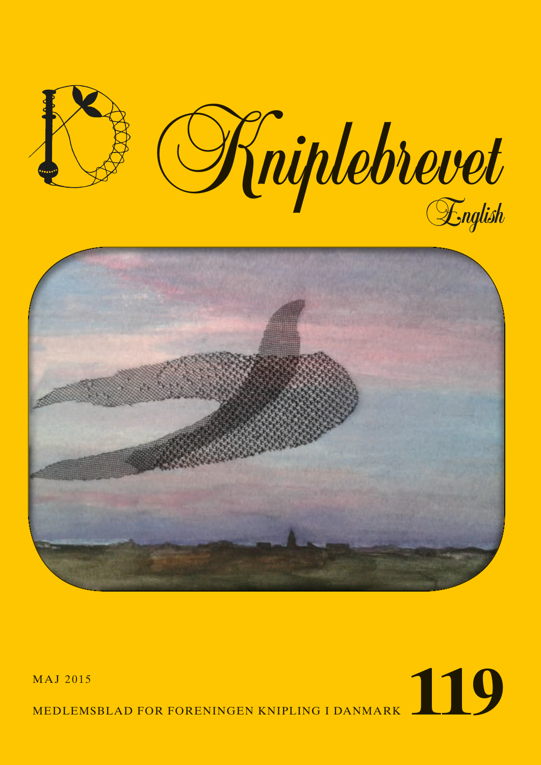# Kniplebrevet

English

MAJ 2015

MEDLEMSBLAD FOR FORENINGEN KNIPLING I DANMARK

**119**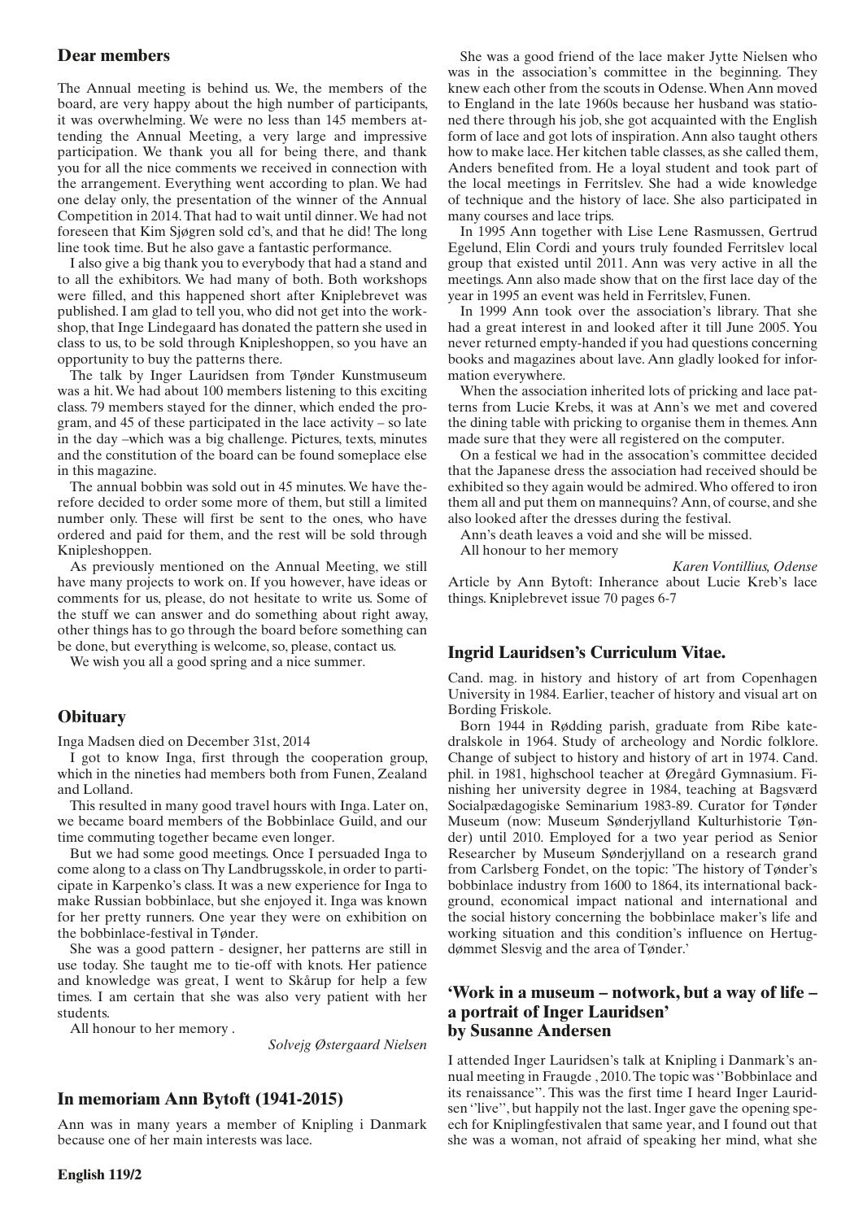## Dear members

The Annual meeting is behind us. We, the members of the board, are very happy about the high number of participants, it was overwhelming. We were no less than 145 members attending the Annual Meeting, a very large and impressive participation. We thank you all for being there, and thank you for all the nice comments we received in connection with the arrangement. Everything went according to plan. We had one delay only, the presentation of the winner of the Annual Competition in 2014. That had to wait until dinner. We had not foreseen that Kim Sjøgren sold cd's, and that he did! The long line took time. But he also gave a fantastic performance.

I also give a big thank you to everybody that had a stand and to all the exhibitors. We had many of both. Both workshops were filled, and this happened short after Kniplebrevet was published. I am glad to tell you, who did not get into the workshop, that Inge Lindegaard has donated the pattern she used in class to us, to be sold through Knipleshoppen, so you have an opportunity to buy the patterns there.

The talk by Inger Lauridsen from Tønder Kunstmuseum was a hit. We had about 100 members listening to this exciting class. 79 members stayed for the dinner, which ended the program, and 45 of these participated in the lace activity – so late in the day –which was a big challenge. Pictures, texts, minutes and the constitution of the board can be found someplace else in this magazine.

The annual bobbin was sold out in 45 minutes. We have therefore decided to order some more of them, but still a limited number only. These will first be sent to the ones, who have ordered and paid for them, and the rest will be sold through Knipleshoppen.

As previously mentioned on the Annual Meeting, we still have many projects to work on. If you however, have ideas or comments for us, please, do not hesitate to write us. Some of the stuff we can answer and do something about right away, other things has to go through the board before something can be done, but everything is welcome, so, please, contact us.

We wish you all a good spring and a nice summer.

## Obituary

Inga Madsen died on December 31st, 2014

I got to know Inga, first through the cooperation group, which in the nineties had members both from Funen, Zealand and Lolland.

This resulted in many good travel hours with Inga. Later on, we became board members of the Bobbinlace Guild, and our time commuting together became even longer.

But we had some good meetings. Once I persuaded Inga to come along to a class on Thy Landbrugsskole, in order to participate in Karpenko's class. It was a new experience for Inga to make Russian bobbinlace, but she enjoyed it. Inga was known for her pretty runners. One year they were on exhibition on the bobbinlace-festival in Tønder.

She was a good pattern - designer, her patterns are still in use today. She taught me to tie-off with knots. Her patience and knowledge was great, I went to Skårup for help a few times. I am certain that she was also very patient with her students.

All honour to her memory .

*Solvejg Østergaard Nielsen*

## In memoriam Ann Bytoft (1941-2015)

Ann was in many years a member of Knipling i Danmark because one of her main interests was lace.

She was a good friend of the lace maker Jytte Nielsen who was in the association's committee in the beginning. They knew each other from the scouts in Odense. When Ann moved to England in the late 1960s because her husband was stationed there through his job, she got acquainted with the English form of lace and got lots of inspiration. Ann also taught others how to make lace. Her kitchen table classes, as she called them, Anders benefited from. He a loyal student and took part of the local meetings in Ferritslev. She had a wide knowledge of technique and the history of lace. She also participated in many courses and lace trips.

In 1995 Ann together with Lise Lene Rasmussen, Gertrud Egelund, Elin Cordi and yours truly founded Ferritslev local group that existed until 2011. Ann was very active in all the meetings. Ann also made show that on the first lace day of the year in 1995 an event was held in Ferritslev, Funen.

In 1999 Ann took over the association's library. That she had a great interest in and looked after it till June 2005. You never returned empty-handed if you had questions concerning books and magazines about lave. Ann gladly looked for information everywhere.

When the association inherited lots of pricking and lace patterns from Lucie Krebs, it was at Ann's we met and covered the dining table with pricking to organise them in themes. Ann made sure that they were all registered on the computer.

On a festical we had in the assocation's committee decided that the Japanese dress the association had received should be exhibited so they again would be admired. Who offered to iron them all and put them on mannequins? Ann, of course, and she also looked after the dresses during the festival.

Ann's death leaves a void and she will be missed.

All honour to her memory

*Karen Vontillius, Odense*

Article by Ann Bytoft: Inherance about Lucie Kreb's lace things. Kniplebrevet issue 70 pages 6-7

## Ingrid Lauridsen's Curriculum Vitae.

Cand. mag. in history and history of art from Copenhagen University in 1984. Earlier, teacher of history and visual art on Bording Friskole.

Born 1944 in Rødding parish, graduate from Ribe katedralskole in 1964. Study of archeology and Nordic folklore. Change of subject to history and history of art in 1974. Cand. phil. in 1981, highschool teacher at Øregård Gymnasium. Finishing her university degree in 1984, teaching at Bagsværd Socialpædagogiske Seminarium 1983-89. Curator for Tønder Museum (now: Museum Sønderjylland Kulturhistorie Tønder) until 2010. Employed for a two year period as Senior Researcher by Museum Sønderjylland on a research grand from Carlsberg Fondet, on the topic: 'The history of Tønder's bobbinlace industry from 1600 to 1864, its international background, economical impact national and international and the social history concerning the bobbinlace maker's life and working situation and this condition's influence on Hertugdømmet Slesvig and the area of Tønder.'

## 'Work in a museum – notwork, but a way of life – a portrait of Inger Lauridsen' by Susanne Andersen

I attended Inger Lauridsen's talk at Knipling i Danmark's annual meeting in Fraugde , 2010. The topic was ''Bobbinlace and its renaissance''. This was the first time I heard Inger Lauridsen ''live'', but happily not the last. Inger gave the opening speech for Kniplingfestivalen that same year, and I found out that she was a woman, not afraid of speaking her mind, what she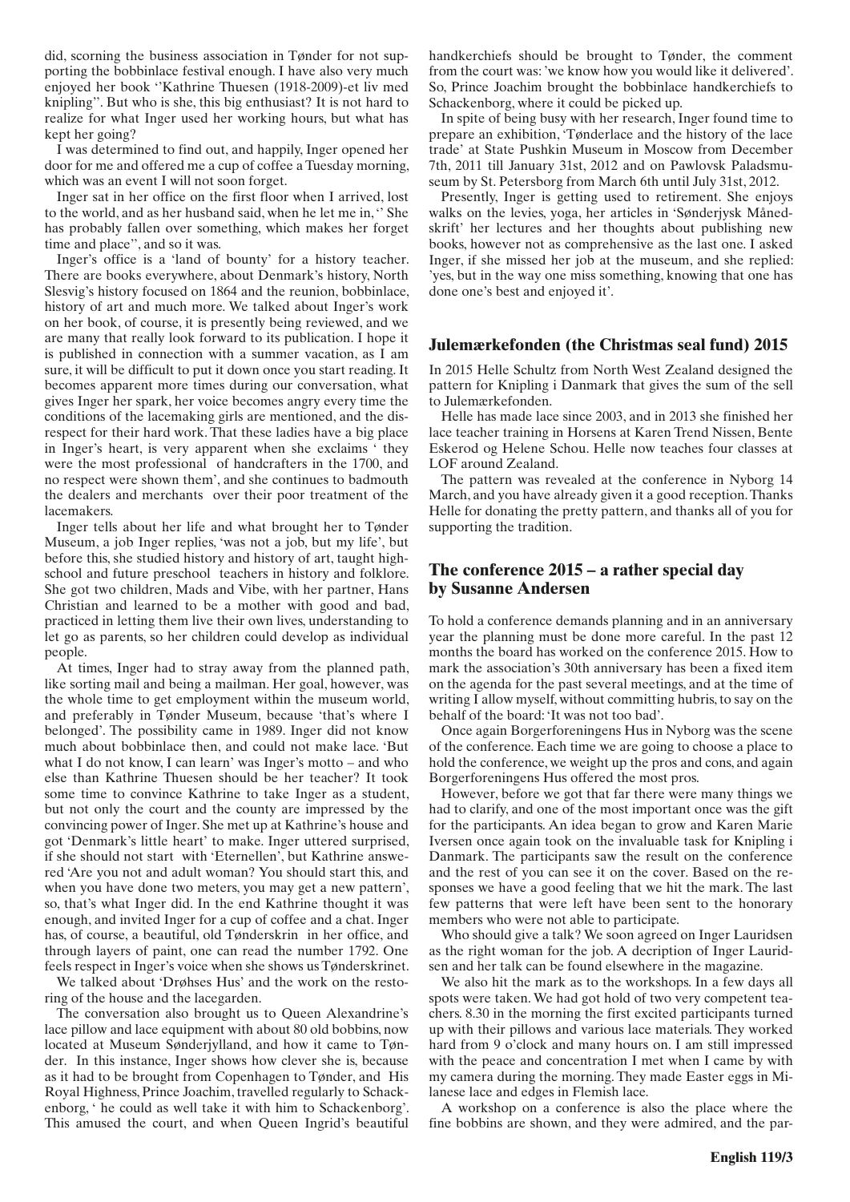did, scorning the business association in Tønder for not supporting the bobbinlace festival enough. I have also very much enjoyed her book ''Kathrine Thuesen (1918-2009)-et liv med knipling''. But who is she, this big enthusiast? It is not hard to realize for what Inger used her working hours, but what has kept her going?

I was determined to find out, and happily, Inger opened her door for me and offered me a cup of coffee a Tuesday morning, which was an event I will not soon forget.

Inger sat in her office on the first floor when I arrived, lost to the world, and as her husband said, when he let me in, '' She has probably fallen over something, which makes her forget time and place'', and so it was.

Inger's office is a 'land of bounty' for a history teacher. There are books everywhere, about Denmark's history, North Slesvig's history focused on 1864 and the reunion, bobbinlace, history of art and much more. We talked about Inger's work on her book, of course, it is presently being reviewed, and we are many that really look forward to its publication. I hope it is published in connection with a summer vacation, as I am sure, it will be difficult to put it down once you start reading. It becomes apparent more times during our conversation, what gives Inger her spark, her voice becomes angry every time the conditions of the lacemaking girls are mentioned, and the disrespect for their hard work. That these ladies have a big place in Inger's heart, is very apparent when she exclaims ' they were the most professional of handcrafters in the 1700, and no respect were shown them', and she continues to badmouth the dealers and merchants over their poor treatment of the lacemakers.

Inger tells about her life and what brought her to Tønder Museum, a job Inger replies, 'was not a job, but my life', but before this, she studied history and history of art, taught highschool and future preschool teachers in history and folklore. She got two children, Mads and Vibe, with her partner, Hans Christian and learned to be a mother with good and bad, practiced in letting them live their own lives, understanding to let go as parents, so her children could develop as individual people.

At times, Inger had to stray away from the planned path, like sorting mail and being a mailman. Her goal, however, was the whole time to get employment within the museum world, and preferably in Tønder Museum, because 'that's where I belonged'. The possibility came in 1989. Inger did not know much about bobbinlace then, and could not make lace. 'But what I do not know, I can learn' was Inger's motto – and who else than Kathrine Thuesen should be her teacher? It took some time to convince Kathrine to take Inger as a student, but not only the court and the county are impressed by the convincing power of Inger. She met up at Kathrine's house and got 'Denmark's little heart' to make. Inger uttered surprised, if she should not start with 'Eternellen', but Kathrine answered 'Are you not and adult woman? You should start this, and when you have done two meters, you may get a new pattern', so, that's what Inger did. In the end Kathrine thought it was enough, and invited Inger for a cup of coffee and a chat. Inger has, of course, a beautiful, old Tønderskrin in her office, and through layers of paint, one can read the number 1792. One feels respect in Inger's voice when she shows us Tønderskrinet.

We talked about 'Drøhses Hus' and the work on the restoring of the house and the lacegarden.

The conversation also brought us to Queen Alexandrine's lace pillow and lace equipment with about 80 old bobbins, now located at Museum Sønderjylland, and how it came to Tønder. In this instance, Inger shows how clever she is, because as it had to be brought from Copenhagen to Tønder, and His Royal Highness, Prince Joachim, travelled regularly to Schackenborg, ' he could as well take it with him to Schackenborg'. This amused the court, and when Queen Ingrid's beautiful handkerchiefs should be brought to Tønder, the comment from the court was: 'we know how you would like it delivered'. So, Prince Joachim brought the bobbinlace handkerchiefs to Schackenborg, where it could be picked up.

In spite of being busy with her research, Inger found time to prepare an exhibition, 'Tønderlace and the history of the lace trade' at State Pushkin Museum in Moscow from December 7th, 2011 till January 31st, 2012 and on Pawlovsk Paladsmuseum by St. Petersborg from March 6th until July 31st, 2012.

Presently, Inger is getting used to retirement. She enjoys walks on the levies, yoga, her articles in 'Sønderjysk Månedskrift' her lectures and her thoughts about publishing new books, however not as comprehensive as the last one. I asked Inger, if she missed her job at the museum, and she replied: 'yes, but in the way one miss something, knowing that one has done one's best and enjoyed it'.

## Julemærkefonden (the Christmas seal fund) 2015

In 2015 Helle Schultz from North West Zealand designed the pattern for Knipling i Danmark that gives the sum of the sell to Julemærkefonden.

Helle has made lace since 2003, and in 2013 she finished her lace teacher training in Horsens at Karen Trend Nissen, Bente Eskerod og Helene Schou. Helle now teaches four classes at LOF around Zealand.

The pattern was revealed at the conference in Nyborg 14 March, and you have already given it a good reception. Thanks Helle for donating the pretty pattern, and thanks all of you for supporting the tradition.

## The conference 2015 – a rather special day by Susanne Andersen

To hold a conference demands planning and in an anniversary year the planning must be done more careful. In the past 12 months the board has worked on the conference 2015. How to mark the association's 30th anniversary has been a fixed item on the agenda for the past several meetings, and at the time of writing I allow myself, without committing hubris, to say on the behalf of the board: 'It was not too bad'.

Once again Borgerforeningens Hus in Nyborg was the scene of the conference. Each time we are going to choose a place to hold the conference, we weight up the pros and cons, and again Borgerforeningens Hus offered the most pros.

However, before we got that far there were many things we had to clarify, and one of the most important once was the gift for the participants. An idea began to grow and Karen Marie Iversen once again took on the invaluable task for Knipling i Danmark. The participants saw the result on the conference and the rest of you can see it on the cover. Based on the responses we have a good feeling that we hit the mark. The last few patterns that were left have been sent to the honorary members who were not able to participate.

Who should give a talk? We soon agreed on Inger Lauridsen as the right woman for the job. A decription of Inger Lauridsen and her talk can be found elsewhere in the magazine.

We also hit the mark as to the workshops. In a few days all spots were taken. We had got hold of two very competent teachers. 8.30 in the morning the first excited participants turned up with their pillows and various lace materials. They worked hard from 9 o'clock and many hours on. I am still impressed with the peace and concentration I met when I came by with my camera during the morning. They made Easter eggs in Milanese lace and edges in Flemish lace.

A workshop on a conference is also the place where the fine bobbins are shown, and they were admired, and the par-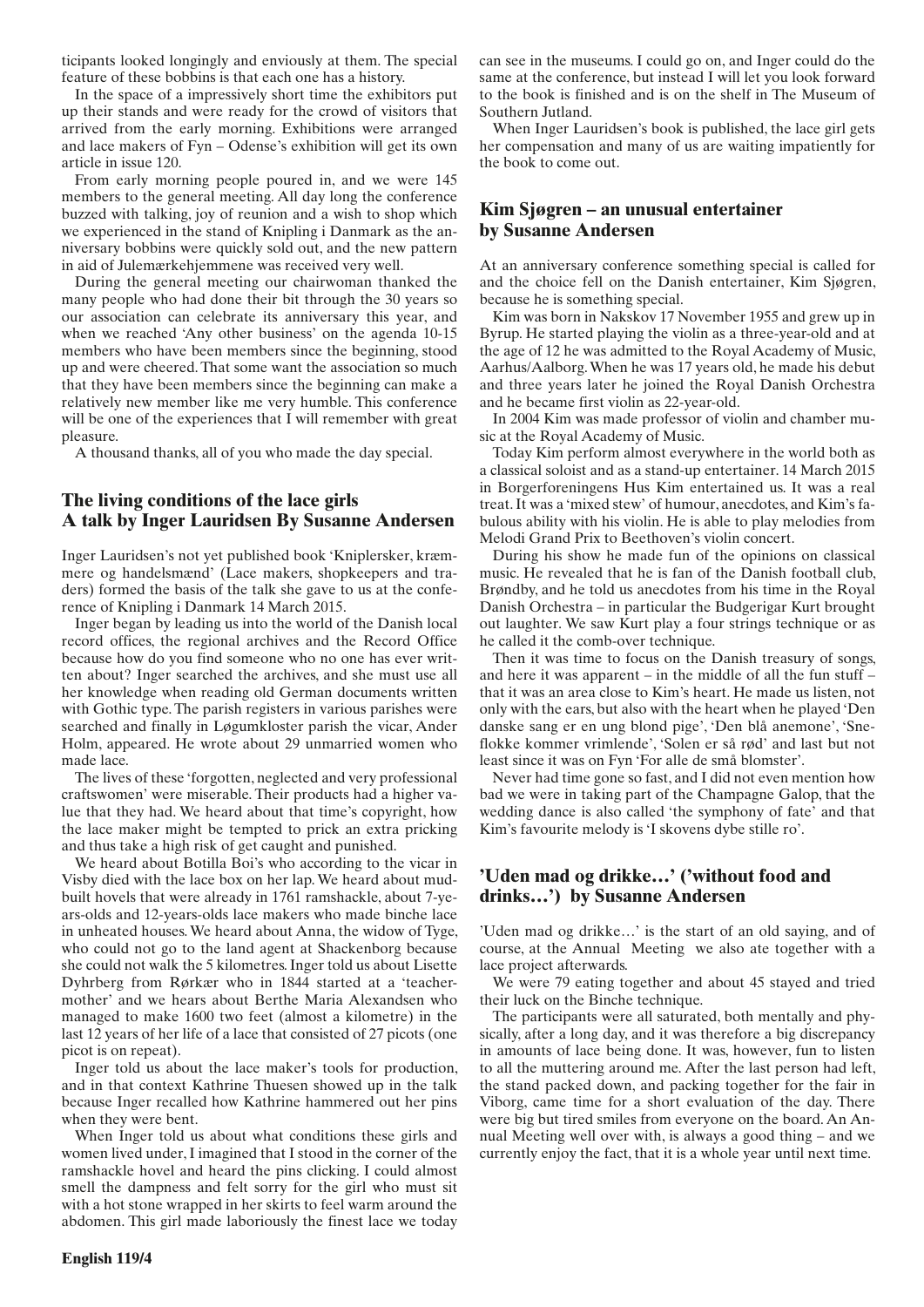ticipants looked longingly and enviously at them. The special feature of these bobbins is that each one has a history.

In the space of a impressively short time the exhibitors put up their stands and were ready for the crowd of visitors that arrived from the early morning. Exhibitions were arranged and lace makers of Fyn – Odense's exhibition will get its own article in issue 120.

From early morning people poured in, and we were 145 members to the general meeting. All day long the conference buzzed with talking, joy of reunion and a wish to shop which we experienced in the stand of Knipling i Danmark as the anniversary bobbins were quickly sold out, and the new pattern in aid of Julemærkehjemmene was received very well.

During the general meeting our chairwoman thanked the many people who had done their bit through the 30 years so our association can celebrate its anniversary this year, and when we reached 'Any other business' on the agenda 10-15 members who have been members since the beginning, stood up and were cheered. That some want the association so much that they have been members since the beginning can make a relatively new member like me very humble. This conference will be one of the experiences that I will remember with great pleasure.

A thousand thanks, all of you who made the day special.

## The living conditions of the lace girls A talk by Inger Lauridsen By Susanne Andersen

Inger Lauridsen's not yet published book 'Kniplersker, kræmmere og handelsmænd' (Lace makers, shopkeepers and traders) formed the basis of the talk she gave to us at the conference of Knipling i Danmark 14 March 2015.

Inger began by leading us into the world of the Danish local record offices, the regional archives and the Record Office because how do you find someone who no one has ever written about? Inger searched the archives, and she must use all her knowledge when reading old German documents written with Gothic type. The parish registers in various parishes were searched and finally in Løgumkloster parish the vicar, Ander Holm, appeared. He wrote about 29 unmarried women who made lace.

The lives of these 'forgotten, neglected and very professional craftswomen' were miserable. Their products had a higher value that they had. We heard about that time's copyright, how the lace maker might be tempted to prick an extra pricking and thus take a high risk of get caught and punished.

We heard about Botilla Boi's who according to the vicar in Visby died with the lace box on her lap. We heard about mud-built hovels that were already in 1761 ramshackle, about 7-years-olds and 12-years-olds lace makers who made binche lace in unheated houses. We heard about Anna, the widow of Tyge, who could not go to the land agent at Shackenborg because she could not walk the 5 kilometres. Inger told us about Lisette Dyhrberg from Rørkær who in 1844 started at a 'teacher-mother' and we hears about Berthe Maria Alexandsen who managed to make 1600 two feet (almost a kilometre) in the last 12 years of her life of a lace that consisted of 27 picots (one picot is on repeat).

Inger told us about the lace maker's tools for production, and in that context Kathrine Thuesen showed up in the talk because Inger recalled how Kathrine hammered out her pins when they were bent.

When Inger told us about what conditions these girls and women lived under, I imagined that I stood in the corner of the ramshackle hovel and heard the pins clicking. I could almost smell the dampness and felt sorry for the girl who must sit with a hot stone wrapped in her skirts to feel warm around the abdomen. This girl made laboriously the finest lace we today can see in the museums. I could go on, and Inger could do the same at the conference, but instead I will let you look forward to the book is finished and is on the shelf in The Museum of Southern Jutland.

When Inger Lauridsen's book is published, the lace girl gets her compensation and many of us are waiting impatiently for the book to come out.

## Kim Sjøgren – an unusual entertainer by Susanne Andersen

At an anniversary conference something special is called for and the choice fell on the Danish entertainer, Kim Sjøgren, because he is something special.

Kim was born in Nakskov 17 November 1955 and grew up in Byrup. He started playing the violin as a three-year-old and at the age of 12 he was admitted to the Royal Academy of Music, Aarhus/Aalborg. When he was 17 years old, he made his debut and three years later he joined the Royal Danish Orchestra and he became first violin as 22-year-old.

In 2004 Kim was made professor of violin and chamber music at the Royal Academy of Music.

Today Kim perform almost everywhere in the world both as a classical soloist and as a stand-up entertainer. 14 March 2015 in Borgerforeningens Hus Kim entertained us. It was a real treat. It was a 'mixed stew' of humour, anecdotes, and Kim's fabulous ability with his violin. He is able to play melodies from Melodi Grand Prix to Beethoven's violin concert.

During his show he made fun of the opinions on classical music. He revealed that he is fan of the Danish football club, Brøndby, and he told us anecdotes from his time in the Royal Danish Orchestra – in particular the Budgerigar Kurt brought out laughter. We saw Kurt play a four strings technique or as he called it the comb-over technique.

Then it was time to focus on the Danish treasury of songs, and here it was apparent – in the middle of all the fun stuff – that it was an area close to Kim's heart. He made us listen, not only with the ears, but also with the heart when he played 'Den danske sang er en ung blond pige', 'Den blå anemone', 'Sneflokke kommer vrimlende', 'Solen er så rød' and last but not least since it was on Fyn 'For alle de små blomster'.

Never had time gone so fast, and I did not even mention how bad we were in taking part of the Champagne Galop, that the wedding dance is also called 'the symphony of fate' and that Kim's favourite melody is 'I skovens dybe stille ro'.

## 'Uden mad og drikke…' ('without food and drinks…') by Susanne Andersen

'Uden mad og drikke…' is the start of an old saying, and of course, at the Annual Meeting we also ate together with a lace project afterwards.

We were 79 eating together and about 45 stayed and tried their luck on the Binche technique.

The participants were all saturated, both mentally and physically, after a long day, and it was therefore a big discrepancy in amounts of lace being done. It was, however, fun to listen to all the muttering around me. After the last person had left, the stand packed down, and packing together for the fair in Viborg, came time for a short evaluation of the day. There were big but tired smiles from everyone on the board. An Annual Meeting well over with, is always a good thing – and we currently enjoy the fact, that it is a whole year until next time.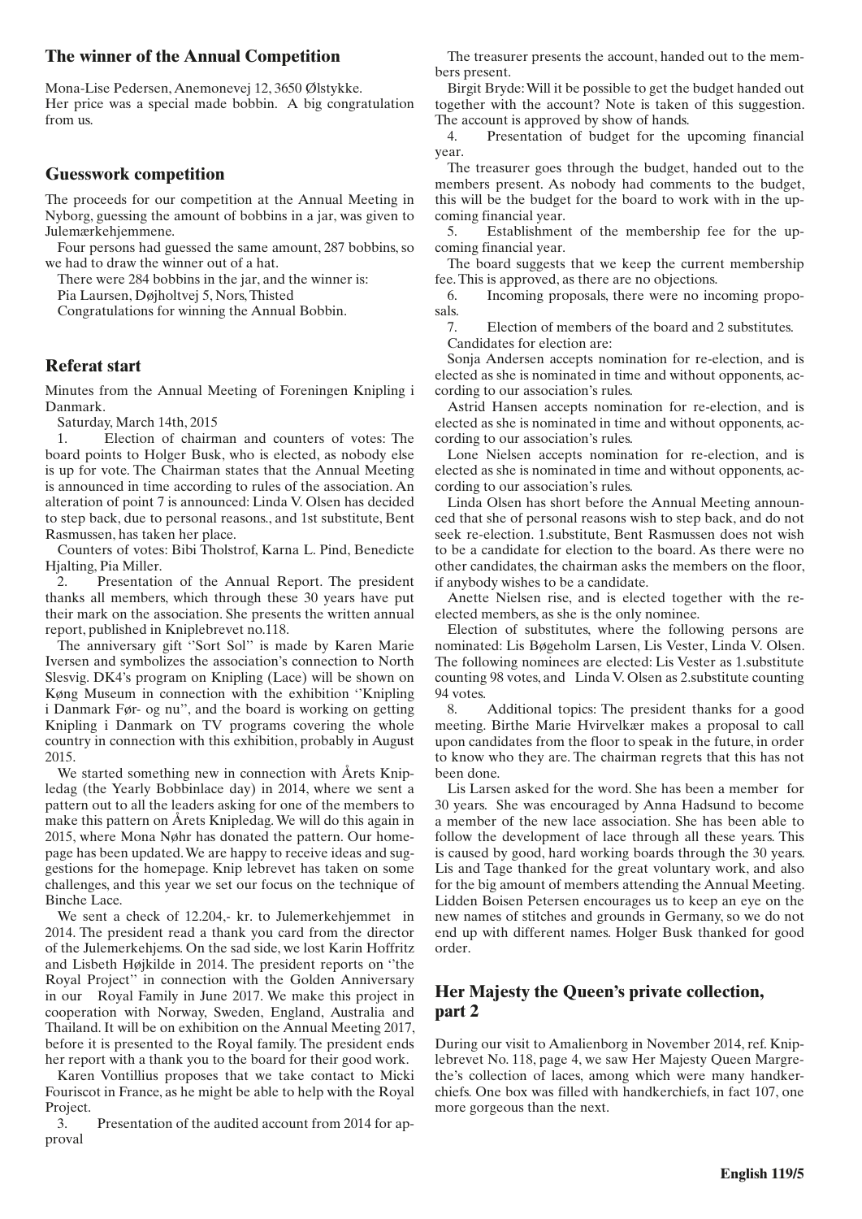## The winner of the Annual Competition

Mona-Lise Pedersen, Anemonevej 12, 3650 Ølstykke.
Her price was a special made bobbin. A big congratulation from us.

## Guesswork competition

The proceeds for our competition at the Annual Meeting in Nyborg, guessing the amount of bobbins in a jar, was given to Julemærkehjemmene.

Four persons had guessed the same amount, 287 bobbins, so we had to draw the winner out of a hat.

There were 284 bobbins in the jar, and the winner is:
Pia Laursen, Døjholtvej 5, Nors, Thisted

Congratulations for winning the Annual Bobbin.

## Referat start

Minutes from the Annual Meeting of Foreningen Knipling i Danmark.

Saturday, March 14th, 2015

1. Election of chairman and counters of votes: The board points to Holger Busk, who is elected, as nobody else is up for vote. The Chairman states that the Annual Meeting is announced in time according to rules of the association. An alteration of point 7 is announced: Linda V. Olsen has decided to step back, due to personal reasons., and 1st substitute, Bent Rasmussen, has taken her place.

Counters of votes: Bibi Tholstrof, Karna L. Pind, Benedicte Hjalting, Pia Miller.

2. Presentation of the Annual Report. The president thanks all members, which through these 30 years have put their mark on the association. She presents the written annual report, published in Kniplebrevet no.118.

The anniversary gift ''Sort Sol'' is made by Karen Marie Iversen and symbolizes the association's connection to North Slesvig. DK4's program on Knipling (Lace) will be shown on Køng Museum in connection with the exhibition ''Knipling i Danmark Før- og nu'', and the board is working on getting Knipling i Danmark on TV programs covering the whole country in connection with this exhibition, probably in August 2015.

We started something new in connection with Årets Knipledag (the Yearly Bobbinlace day) in 2014, where we sent a pattern out to all the leaders asking for one of the members to make this pattern on Årets Knipledag. We will do this again in 2015, where Mona Nøhr has donated the pattern. Our homepage has been updated. We are happy to receive ideas and suggestions for the homepage. Knip lebrevet has taken on some challenges, and this year we set our focus on the technique of Binche Lace.

We sent a check of 12.204,- kr. to Julemerkehjemmet in 2014. The president read a thank you card from the director of the Julemerkehjems. On the sad side, we lost Karin Hoffritz and Lisbeth Højkilde in 2014. The president reports on ''the Royal Project'' in connection with the Golden Anniversary in our Royal Family in June 2017. We make this project in cooperation with Norway, Sweden, England, Australia and Thailand. It will be on exhibition on the Annual Meeting 2017, before it is presented to the Royal family. The president ends her report with a thank you to the board for their good work.

Karen Vontillius proposes that we take contact to Micki Fouriscot in France, as he might be able to help with the Royal Project.

3. Presentation of the audited account from 2014 for approval

The treasurer presents the account, handed out to the members present.

Birgit Bryde: Will it be possible to get the budget handed out together with the account? Note is taken of this suggestion. The account is approved by show of hands.

4. Presentation of budget for the upcoming financial year.

The treasurer goes through the budget, handed out to the members present. As nobody had comments to the budget, this will be the budget for the board to work with in the upcoming financial year.

5. Establishment of the membership fee for the upcoming financial year.

The board suggests that we keep the current membership fee. This is approved, as there are no objections.

6. Incoming proposals, there were no incoming proposals.

7. Election of members of the board and 2 substitutes.

Candidates for election are:

Sonja Andersen accepts nomination for re-election, and is elected as she is nominated in time and without opponents, according to our association's rules.

Astrid Hansen accepts nomination for re-election, and is elected as she is nominated in time and without opponents, according to our association's rules.

Lone Nielsen accepts nomination for re-election, and is elected as she is nominated in time and without opponents, according to our association's rules.

Linda Olsen has short before the Annual Meeting announced that she of personal reasons wish to step back, and do not seek re-election. 1.substitute, Bent Rasmussen does not wish to be a candidate for election to the board. As there were no other candidates, the chairman asks the members on the floor, if anybody wishes to be a candidate.

Anette Nielsen rise, and is elected together with the reelected members, as she is the only nominee.

Election of substitutes, where the following persons are nominated: Lis Bøgeholm Larsen, Lis Vester, Linda V. Olsen. The following nominees are elected: Lis Vester as 1.substitute counting 98 votes, and Linda V. Olsen as 2.substitute counting 94 votes.

8. Additional topics: The president thanks for a good meeting. Birthe Marie Hvirvelkær makes a proposal to call upon candidates from the floor to speak in the future, in order to know who they are. The chairman regrets that this has not been done.

Lis Larsen asked for the word. She has been a member for 30 years. She was encouraged by Anna Hadsund to become a member of the new lace association. She has been able to follow the development of lace through all these years. This is caused by good, hard working boards through the 30 years. Lis and Tage thanked for the great voluntary work, and also for the big amount of members attending the Annual Meeting. Lidden Boisen Petersen encourages us to keep an eye on the new names of stitches and grounds in Germany, so we do not end up with different names. Holger Busk thanked for good order.

## Her Majesty the Queen's private collection, part 2

During our visit to Amalienborg in November 2014, ref. Kniplebrevet No. 118, page 4, we saw Her Majesty Queen Margrethe's collection of laces, among which were many handkerchiefs. One box was filled with handkerchiefs, in fact 107, one more gorgeous than the next.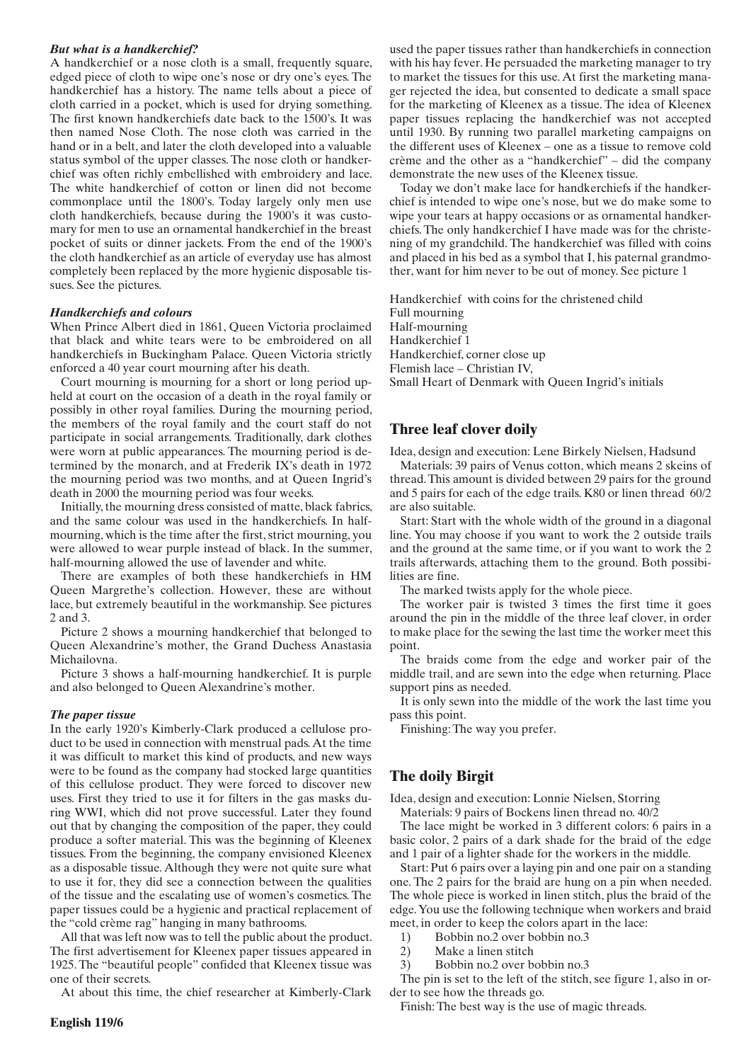### *But what is a handkerchief?*

A handkerchief or a nose cloth is a small, frequently square, edged piece of cloth to wipe one's nose or dry one's eyes. The handkerchief has a history. The name tells about a piece of cloth carried in a pocket, which is used for drying something. The first known handkerchiefs date back to the 1500's. It was then named Nose Cloth. The nose cloth was carried in the hand or in a belt, and later the cloth developed into a valuable status symbol of the upper classes. The nose cloth or handkerchief was often richly embellished with embroidery and lace. The white handkerchief of cotton or linen did not become commonplace until the 1800's. Today largely only men use cloth handkerchiefs, because during the 1900's it was customary for men to use an ornamental handkerchief in the breast pocket of suits or dinner jackets. From the end of the 1900's the cloth handkerchief as an article of everyday use has almost completely been replaced by the more hygienic disposable tissues. See the pictures.

### *Handkerchiefs and colours*

When Prince Albert died in 1861, Queen Victoria proclaimed that black and white tears were to be embroidered on all handkerchiefs in Buckingham Palace. Queen Victoria strictly enforced a 40 year court mourning after his death.

Court mourning is mourning for a short or long period upheld at court on the occasion of a death in the royal family or possibly in other royal families. During the mourning period, the members of the royal family and the court staff do not participate in social arrangements. Traditionally, dark clothes were worn at public appearances. The mourning period is determined by the monarch, and at Frederik IX's death in 1972 the mourning period was two months, and at Queen Ingrid's death in 2000 the mourning period was four weeks.

Initially, the mourning dress consisted of matte, black fabrics, and the same colour was used in the handkerchiefs. In half-mourning, which is the time after the first, strict mourning, you were allowed to wear purple instead of black. In the summer, half-mourning allowed the use of lavender and white.

There are examples of both these handkerchiefs in HM Queen Margrethe's collection. However, these are without lace, but extremely beautiful in the workmanship. See pictures 2 and 3.

Picture 2 shows a mourning handkerchief that belonged to Queen Alexandrine's mother, the Grand Duchess Anastasia Michailovna.

Picture 3 shows a half-mourning handkerchief. It is purple and also belonged to Queen Alexandrine's mother.

### *The paper tissue*

In the early 1920's Kimberly-Clark produced a cellulose product to be used in connection with menstrual pads. At the time it was difficult to market this kind of products, and new ways were to be found as the company had stocked large quantities of this cellulose product. They were forced to discover new uses. First they tried to use it for filters in the gas masks during WWI, which did not prove successful. Later they found out that by changing the composition of the paper, they could produce a softer material. This was the beginning of Kleenex tissues. From the beginning, the company envisioned Kleenex as a disposable tissue. Although they were not quite sure what to use it for, they did see a connection between the qualities of the tissue and the escalating use of women's cosmetics. The paper tissues could be a hygienic and practical replacement of the "cold crème rag" hanging in many bathrooms.

All that was left now was to tell the public about the product. The first advertisement for Kleenex paper tissues appeared in 1925. The "beautiful people" confided that Kleenex tissue was one of their secrets.

At about this time, the chief researcher at Kimberly-Clark used the paper tissues rather than handkerchiefs in connection with his hay fever. He persuaded the marketing manager to try to market the tissues for this use. At first the marketing manager rejected the idea, but consented to dedicate a small space for the marketing of Kleenex as a tissue. The idea of Kleenex paper tissues replacing the handkerchief was not accepted until 1930. By running two parallel marketing campaigns on the different uses of Kleenex – one as a tissue to remove cold crème and the other as a "handkerchief" – did the company demonstrate the new uses of the Kleenex tissue.

Today we don't make lace for handkerchiefs if the handkerchief is intended to wipe one's nose, but we do make some to wipe your tears at happy occasions or as ornamental handkerchiefs. The only handkerchief I have made was for the christening of my grandchild. The handkerchief was filled with coins and placed in his bed as a symbol that I, his paternal grandmother, want for him never to be out of money. See picture 1

Handkerchief with coins for the christened child
Full mourning
Half-mourning
Handkerchief 1
Handkerchief, corner close up
Flemish lace – Christian IV,
Small Heart of Denmark with Queen Ingrid's initials

## Three leaf clover doily

Idea, design and execution: Lene Birkely Nielsen, Hadsund

Materials: 39 pairs of Venus cotton, which means 2 skeins of thread. This amount is divided between 29 pairs for the ground and 5 pairs for each of the edge trails. K80 or linen thread 60/2 are also suitable.

Start: Start with the whole width of the ground in a diagonal line. You may choose if you want to work the 2 outside trails and the ground at the same time, or if you want to work the 2 trails afterwards, attaching them to the ground. Both possibilities are fine.

The marked twists apply for the whole piece.

The worker pair is twisted 3 times the first time it goes around the pin in the middle of the three leaf clover, in order to make place for the sewing the last time the worker meet this point.

The braids come from the edge and worker pair of the middle trail, and are sewn into the edge when returning. Place support pins as needed.

It is only sewn into the middle of the work the last time you pass this point.

Finishing: The way you prefer.

## The doily Birgit

Idea, design and execution: Lonnie Nielsen, Storring

Materials: 9 pairs of Bockens linen thread no. 40/2

The lace might be worked in 3 different colors: 6 pairs in a basic color, 2 pairs of a dark shade for the braid of the edge and 1 pair of a lighter shade for the workers in the middle.

Start: Put 6 pairs over a laying pin and one pair on a standing one. The 2 pairs for the braid are hung on a pin when needed. The whole piece is worked in linen stitch, plus the braid of the edge. You use the following technique when workers and braid meet, in order to keep the colors apart in the lace:

1) Bobbin no.2 over bobbin no.3
2) Make a linen stitch
3) Bobbin no.2 over bobbin no.3

The pin is set to the left of the stitch, see figure 1, also in order to see how the threads go.

Finish: The best way is the use of magic threads.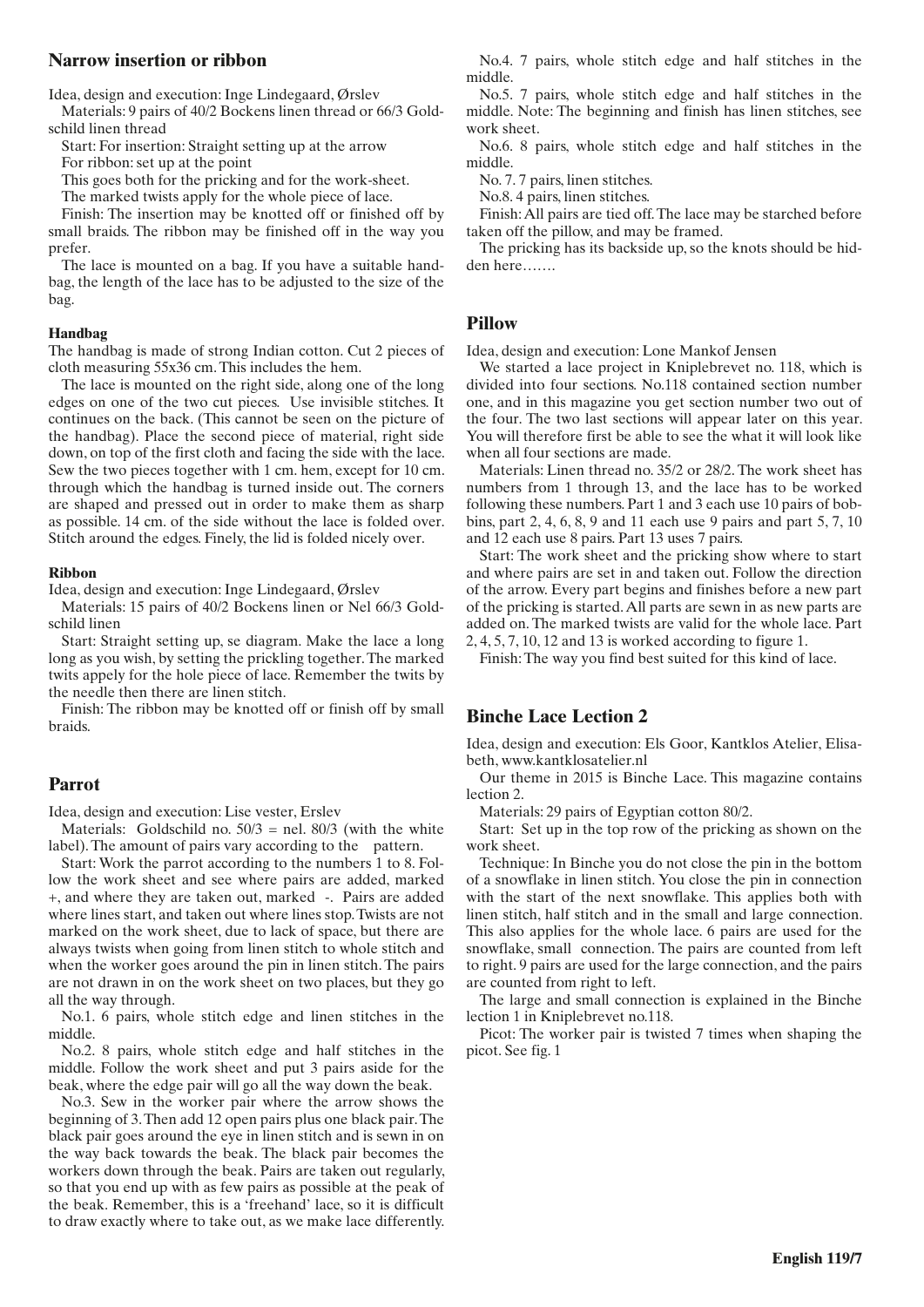## Narrow insertion or ribbon

Idea, design and execution: Inge Lindegaard, Ørslev

Materials: 9 pairs of 40/2 Bockens linen thread or 66/3 Goldschild linen thread

Start: For insertion: Straight setting up at the arrow

For ribbon: set up at the point

This goes both for the pricking and for the work-sheet.

The marked twists apply for the whole piece of lace.

Finish: The insertion may be knotted off or finished off by small braids. The ribbon may be finished off in the way you prefer.

The lace is mounted on a bag. If you have a suitable handbag, the length of the lace has to be adjusted to the size of the bag.

#### Handbag

The handbag is made of strong Indian cotton. Cut 2 pieces of cloth measuring 55x36 cm. This includes the hem.

The lace is mounted on the right side, along one of the long edges on one of the two cut pieces. Use invisible stitches. It continues on the back. (This cannot be seen on the picture of the handbag). Place the second piece of material, right side down, on top of the first cloth and facing the side with the lace. Sew the two pieces together with 1 cm. hem, except for 10 cm. through which the handbag is turned inside out. The corners are shaped and pressed out in order to make them as sharp as possible. 14 cm. of the side without the lace is folded over. Stitch around the edges. Finely, the lid is folded nicely over.

#### Ribbon

Idea, design and execution: Inge Lindegaard, Ørslev

Materials: 15 pairs of 40/2 Bockens linen or Nel 66/3 Goldschild linen

Start: Straight setting up, se diagram. Make the lace a long long as you wish, by setting the prickling together. The marked twits appely for the hole piece of lace. Remember the twits by the needle then there are linen stitch.

Finish: The ribbon may be knotted off or finish off by small braids.

## Parrot

Idea, design and execution: Lise vester, Erslev

Materials: Goldschild no. 50/3 = nel. 80/3 (with the white label). The amount of pairs vary according to the pattern.

Start: Work the parrot according to the numbers 1 to 8. Follow the work sheet and see where pairs are added, marked +, and where they are taken out, marked -. Pairs are added where lines start, and taken out where lines stop. Twists are not marked on the work sheet, due to lack of space, but there are always twists when going from linen stitch to whole stitch and when the worker goes around the pin in linen stitch. The pairs are not drawn in on the work sheet on two places, but they go all the way through.

No.1. 6 pairs, whole stitch edge and linen stitches in the middle.

No.2. 8 pairs, whole stitch edge and half stitches in the middle. Follow the work sheet and put 3 pairs aside for the beak, where the edge pair will go all the way down the beak.

No.3. Sew in the worker pair where the arrow shows the beginning of 3. Then add 12 open pairs plus one black pair. The black pair goes around the eye in linen stitch and is sewn in on the way back towards the beak. The black pair becomes the workers down through the beak. Pairs are taken out regularly, so that you end up with as few pairs as possible at the peak of the beak. Remember, this is a 'freehand' lace, so it is difficult to draw exactly where to take out, as we make lace differently.

No.4. 7 pairs, whole stitch edge and half stitches in the middle.

No.5. 7 pairs, whole stitch edge and half stitches in the middle. Note: The beginning and finish has linen stitches, see work sheet.

No.6. 8 pairs, whole stitch edge and half stitches in the middle.

No. 7. 7 pairs, linen stitches.

No.8. 4 pairs, linen stitches.

Finish: All pairs are tied off. The lace may be starched before taken off the pillow, and may be framed.

The pricking has its backside up, so the knots should be hidden here…….

## Pillow

Idea, design and execution: Lone Mankof Jensen

We started a lace project in Kniplebrevet no. 118, which is divided into four sections. No.118 contained section number one, and in this magazine you get section number two out of the four. The two last sections will appear later on this year. You will therefore first be able to see the what it will look like when all four sections are made.

Materials: Linen thread no. 35/2 or 28/2. The work sheet has numbers from 1 through 13, and the lace has to be worked following these numbers. Part 1 and 3 each use 10 pairs of bobbins, part 2, 4, 6, 8, 9 and 11 each use 9 pairs and part 5, 7, 10 and 12 each use 8 pairs. Part 13 uses 7 pairs.

Start: The work sheet and the pricking show where to start and where pairs are set in and taken out. Follow the direction of the arrow. Every part begins and finishes before a new part of the pricking is started. All parts are sewn in as new parts are added on. The marked twists are valid for the whole lace. Part 2, 4, 5, 7, 10, 12 and 13 is worked according to figure 1.

Finish: The way you find best suited for this kind of lace.

## Binche Lace Lection 2

Idea, design and execution: Els Goor, Kantklos Atelier, Elisabeth, www.kantklosatelier.nl

Our theme in 2015 is Binche Lace. This magazine contains lection 2.

Materials: 29 pairs of Egyptian cotton 80/2.

Start: Set up in the top row of the pricking as shown on the work sheet.

Technique: In Binche you do not close the pin in the bottom of a snowflake in linen stitch. You close the pin in connection with the start of the next snowflake. This applies both with linen stitch, half stitch and in the small and large connection. This also applies for the whole lace. 6 pairs are used for the snowflake, small connection. The pairs are counted from left to right. 9 pairs are used for the large connection, and the pairs are counted from right to left.

The large and small connection is explained in the Binche lection 1 in Kniplebrevet no.118.

Picot: The worker pair is twisted 7 times when shaping the picot. See fig. 1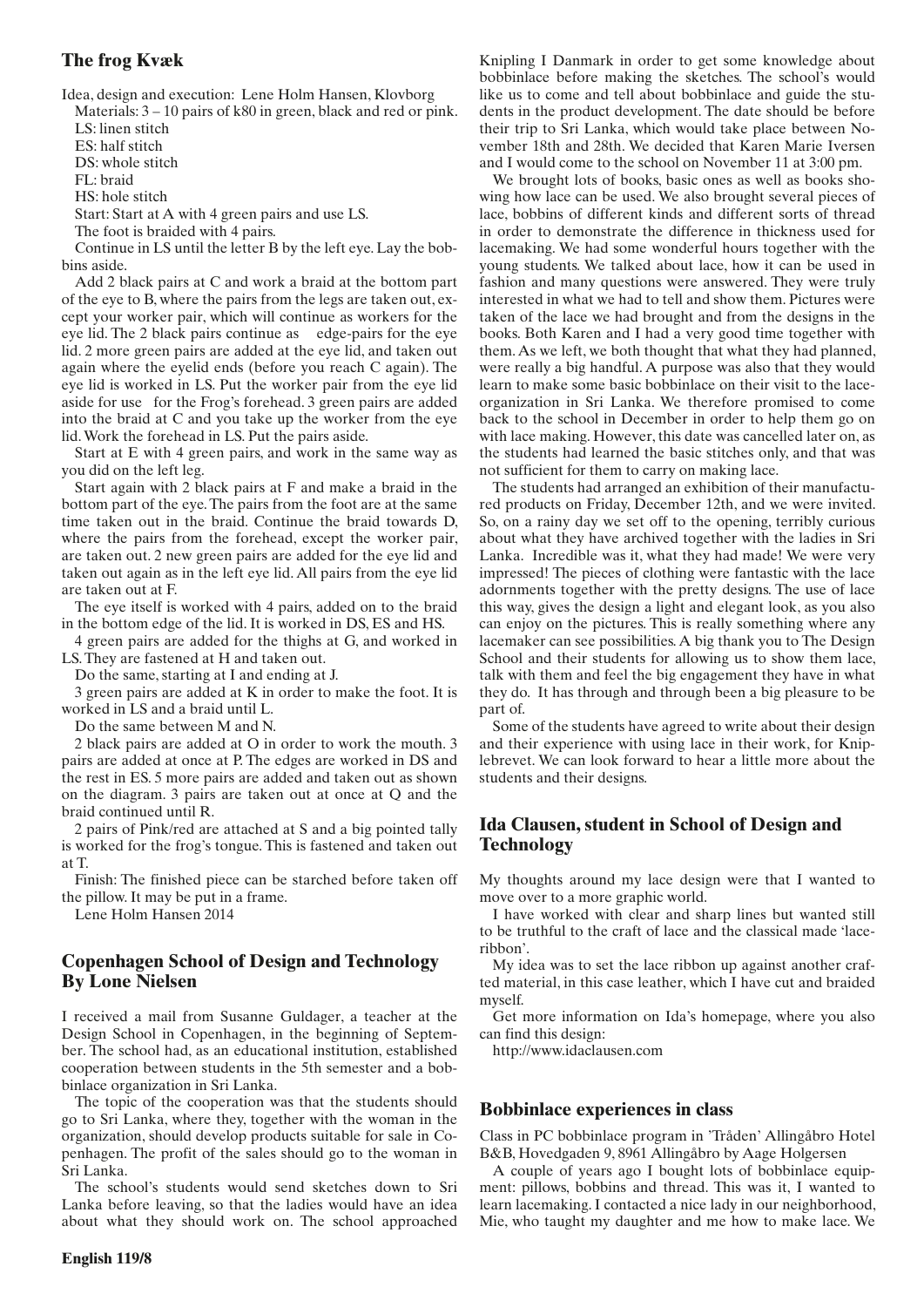## The frog Kvæk

Idea, design and execution: Lene Holm Hansen, Klovborg

Materials: 3 – 10 pairs of k80 in green, black and red or pink.

LS: linen stitch

ES: half stitch

DS: whole stitch

FL: braid

HS: hole stitch

Start: Start at A with 4 green pairs and use LS.

The foot is braided with 4 pairs.

Continue in LS until the letter B by the left eye. Lay the bobbins aside.

Add 2 black pairs at C and work a braid at the bottom part of the eye to B, where the pairs from the legs are taken out, except your worker pair, which will continue as workers for the eye lid. The 2 black pairs continue as edge-pairs for the eye lid. 2 more green pairs are added at the eye lid, and taken out again where the eyelid ends (before you reach C again). The eye lid is worked in LS. Put the worker pair from the eye lid aside for use for the Frog's forehead. 3 green pairs are added into the braid at C and you take up the worker from the eye lid. Work the forehead in LS. Put the pairs aside.

Start at E with 4 green pairs, and work in the same way as you did on the left leg.

Start again with 2 black pairs at F and make a braid in the bottom part of the eye. The pairs from the foot are at the same time taken out in the braid. Continue the braid towards D, where the pairs from the forehead, except the worker pair, are taken out. 2 new green pairs are added for the eye lid and taken out again as in the left eye lid. All pairs from the eye lid are taken out at F.

The eye itself is worked with 4 pairs, added on to the braid in the bottom edge of the lid. It is worked in DS, ES and HS.

4 green pairs are added for the thighs at G, and worked in LS. They are fastened at H and taken out.

Do the same, starting at I and ending at J.

3 green pairs are added at K in order to make the foot. It is worked in LS and a braid until L.

Do the same between M and N.

2 black pairs are added at O in order to work the mouth. 3 pairs are added at once at P. The edges are worked in DS and the rest in ES. 5 more pairs are added and taken out as shown on the diagram. 3 pairs are taken out at once at Q and the braid continued until R.

2 pairs of Pink/red are attached at S and a big pointed tally is worked for the frog's tongue. This is fastened and taken out at T.

Finish: The finished piece can be starched before taken off the pillow. It may be put in a frame.

Lene Holm Hansen 2014

## Copenhagen School of Design and Technology By Lone Nielsen

I received a mail from Susanne Guldager, a teacher at the Design School in Copenhagen, in the beginning of September. The school had, as an educational institution, established cooperation between students in the 5th semester and a bobbinlace organization in Sri Lanka.

The topic of the cooperation was that the students should go to Sri Lanka, where they, together with the woman in the organization, should develop products suitable for sale in Copenhagen. The profit of the sales should go to the woman in Sri Lanka.

The school's students would send sketches down to Sri Lanka before leaving, so that the ladies would have an idea about what they should work on. The school approached Knipling I Danmark in order to get some knowledge about bobbinlace before making the sketches. The school's would like us to come and tell about bobbinlace and guide the students in the product development. The date should be before their trip to Sri Lanka, which would take place between November 18th and 28th. We decided that Karen Marie Iversen and I would come to the school on November 11 at 3:00 pm.

We brought lots of books, basic ones as well as books showing how lace can be used. We also brought several pieces of lace, bobbins of different kinds and different sorts of thread in order to demonstrate the difference in thickness used for lacemaking. We had some wonderful hours together with the young students. We talked about lace, how it can be used in fashion and many questions were answered. They were truly interested in what we had to tell and show them. Pictures were taken of the lace we had brought and from the designs in the books. Both Karen and I had a very good time together with them. As we left, we both thought that what they had planned, were really a big handful. A purpose was also that they would learn to make some basic bobbinlace on their visit to the lace-organization in Sri Lanka. We therefore promised to come back to the school in December in order to help them go on with lace making. However, this date was cancelled later on, as the students had learned the basic stitches only, and that was not sufficient for them to carry on making lace.

The students had arranged an exhibition of their manufactured products on Friday, December 12th, and we were invited. So, on a rainy day we set off to the opening, terribly curious about what they have archived together with the ladies in Sri Lanka. Incredible was it, what they had made! We were very impressed! The pieces of clothing were fantastic with the lace adornments together with the pretty designs. The use of lace this way, gives the design a light and elegant look, as you also can enjoy on the pictures. This is really something where any lacemaker can see possibilities. A big thank you to The Design School and their students for allowing us to show them lace, talk with them and feel the big engagement they have in what they do. It has through and through been a big pleasure to be part of.

Some of the students have agreed to write about their design and their experience with using lace in their work, for Kniplebrevet. We can look forward to hear a little more about the students and their designs.

## Ida Clausen, student in School of Design and Technology

My thoughts around my lace design were that I wanted to move over to a more graphic world.

I have worked with clear and sharp lines but wanted still to be truthful to the craft of lace and the classical made 'lace-ribbon'.

My idea was to set the lace ribbon up against another crafted material, in this case leather, which I have cut and braided myself.

Get more information on Ida's homepage, where you also can find this design:

http://www.idaclausen.com

## Bobbinlace experiences in class

Class in PC bobbinlace program in 'Tråden' Allingåbro Hotel B&B, Hovedgaden 9, 8961 Allingåbro by Aage Holgersen

A couple of years ago I bought lots of bobbinlace equipment: pillows, bobbins and thread. This was it, I wanted to learn lacemaking. I contacted a nice lady in our neighborhood, Mie, who taught my daughter and me how to make lace. We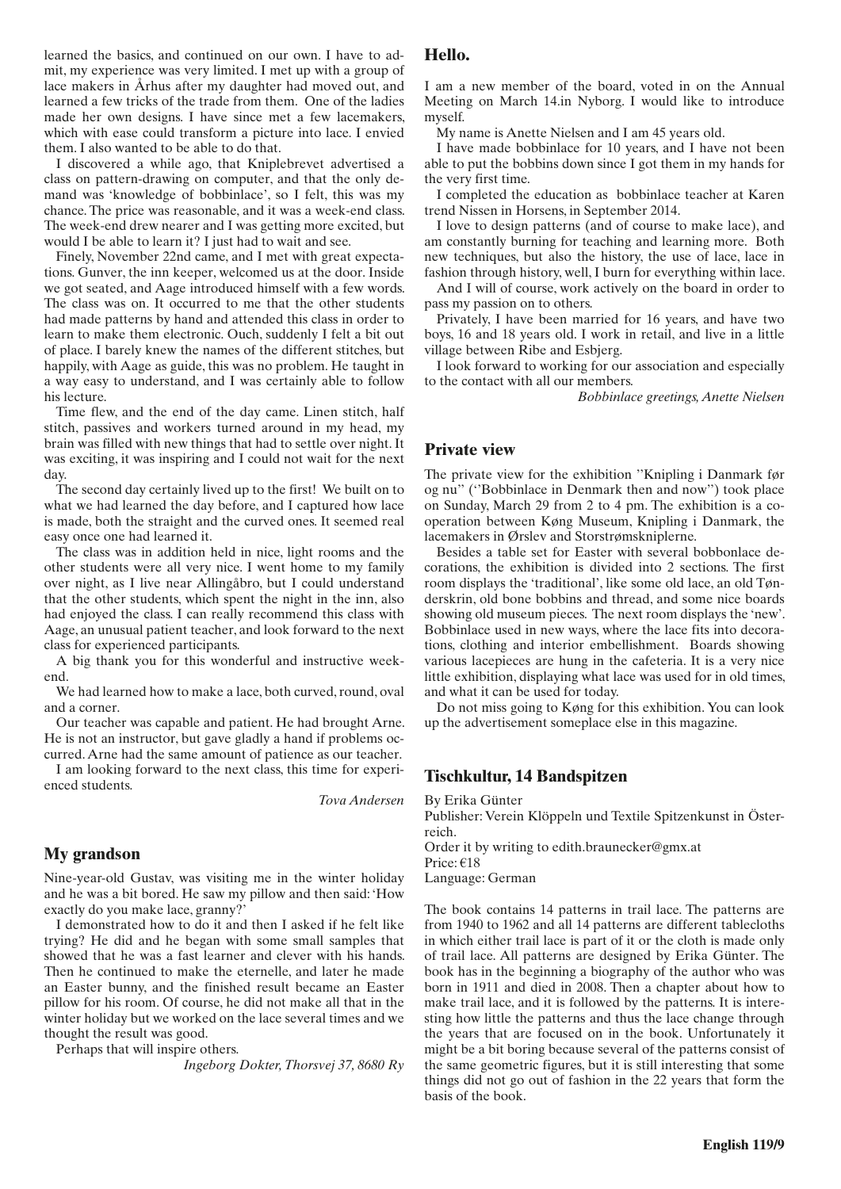learned the basics, and continued on our own. I have to admit, my experience was very limited. I met up with a group of lace makers in Århus after my daughter had moved out, and learned a few tricks of the trade from them. One of the ladies made her own designs. I have since met a few lacemakers, which with ease could transform a picture into lace. I envied them. I also wanted to be able to do that.

I discovered a while ago, that Kniplebrevet advertised a class on pattern-drawing on computer, and that the only demand was 'knowledge of bobbinlace', so I felt, this was my chance. The price was reasonable, and it was a week-end class. The week-end drew nearer and I was getting more excited, but would I be able to learn it? I just had to wait and see.

Finely, November 22nd came, and I met with great expectations. Gunver, the inn keeper, welcomed us at the door. Inside we got seated, and Aage introduced himself with a few words. The class was on. It occurred to me that the other students had made patterns by hand and attended this class in order to learn to make them electronic. Ouch, suddenly I felt a bit out of place. I barely knew the names of the different stitches, but happily, with Aage as guide, this was no problem. He taught in a way easy to understand, and I was certainly able to follow his lecture.

Time flew, and the end of the day came. Linen stitch, half stitch, passives and workers turned around in my head, my brain was filled with new things that had to settle over night. It was exciting, it was inspiring and I could not wait for the next day.

The second day certainly lived up to the first! We built on to what we had learned the day before, and I captured how lace is made, both the straight and the curved ones. It seemed real easy once one had learned it.

The class was in addition held in nice, light rooms and the other students were all very nice. I went home to my family over night, as I live near Allingåbro, but I could understand that the other students, which spent the night in the inn, also had enjoyed the class. I can really recommend this class with Aage, an unusual patient teacher, and look forward to the next class for experienced participants.

A big thank you for this wonderful and instructive weekend.

We had learned how to make a lace, both curved, round, oval and a corner.

Our teacher was capable and patient. He had brought Arne. He is not an instructor, but gave gladly a hand if problems occurred. Arne had the same amount of patience as our teacher.

I am looking forward to the next class, this time for experienced students.

*Tova Andersen*

## My grandson

Nine-year-old Gustav, was visiting me in the winter holiday and he was a bit bored. He saw my pillow and then said: 'How exactly do you make lace, granny?'

I demonstrated how to do it and then I asked if he felt like trying? He did and he began with some small samples that showed that he was a fast learner and clever with his hands. Then he continued to make the eternelle, and later he made an Easter bunny, and the finished result became an Easter pillow for his room. Of course, he did not make all that in the winter holiday but we worked on the lace several times and we thought the result was good.

Perhaps that will inspire others.

*Ingeborg Dokter, Thorsvej 37, 8680 Ry*

## Hello.

I am a new member of the board, voted in on the Annual Meeting on March 14.in Nyborg. I would like to introduce myself.

My name is Anette Nielsen and I am 45 years old.

I have made bobbinlace for 10 years, and I have not been able to put the bobbins down since I got them in my hands for the very first time.

I completed the education as bobbinlace teacher at Karen trend Nissen in Horsens, in September 2014.

I love to design patterns (and of course to make lace), and am constantly burning for teaching and learning more. Both new techniques, but also the history, the use of lace, lace in fashion through history, well, I burn for everything within lace.

And I will of course, work actively on the board in order to pass my passion on to others.

Privately, I have been married for 16 years, and have two boys, 16 and 18 years old. I work in retail, and live in a little village between Ribe and Esbjerg.

I look forward to working for our association and especially to the contact with all our members.

*Bobbinlace greetings, Anette Nielsen*

## Private view

The private view for the exhibition "Knipling i Danmark før og nu" ("Bobbinlace in Denmark then and now") took place on Sunday, March 29 from 2 to 4 pm. The exhibition is a cooperation between Køng Museum, Knipling i Danmark, the lacemakers in Ørslev and Storstrømskniplerne.

Besides a table set for Easter with several bobbonlace decorations, the exhibition is divided into 2 sections. The first room displays the 'traditional', like some old lace, an old Tønderskrin, old bone bobbins and thread, and some nice boards showing old museum pieces. The next room displays the 'new'. Bobbinlace used in new ways, where the lace fits into decorations, clothing and interior embellishment. Boards showing various lacepieces are hung in the cafeteria. It is a very nice little exhibition, displaying what lace was used for in old times, and what it can be used for today.

Do not miss going to Køng for this exhibition. You can look up the advertisement someplace else in this magazine.

## Tischkultur, 14 Bandspitzen

By Erika Günter
Publisher: Verein Klöppeln und Textile Spitzenkunst in Österreich.
Order it by writing to edith.braunecker@gmx.at
Price: €18
Language: German

The book contains 14 patterns in trail lace. The patterns are from 1940 to 1962 and all 14 patterns are different tablecloths in which either trail lace is part of it or the cloth is made only of trail lace. All patterns are designed by Erika Günter. The book has in the beginning a biography of the author who was born in 1911 and died in 2008. Then a chapter about how to make trail lace, and it is followed by the patterns. It is interesting how little the patterns and thus the lace change through the years that are focused on in the book. Unfortunately it might be a bit boring because several of the patterns consist of the same geometric figures, but it is still interesting that some things did not go out of fashion in the 22 years that form the basis of the book.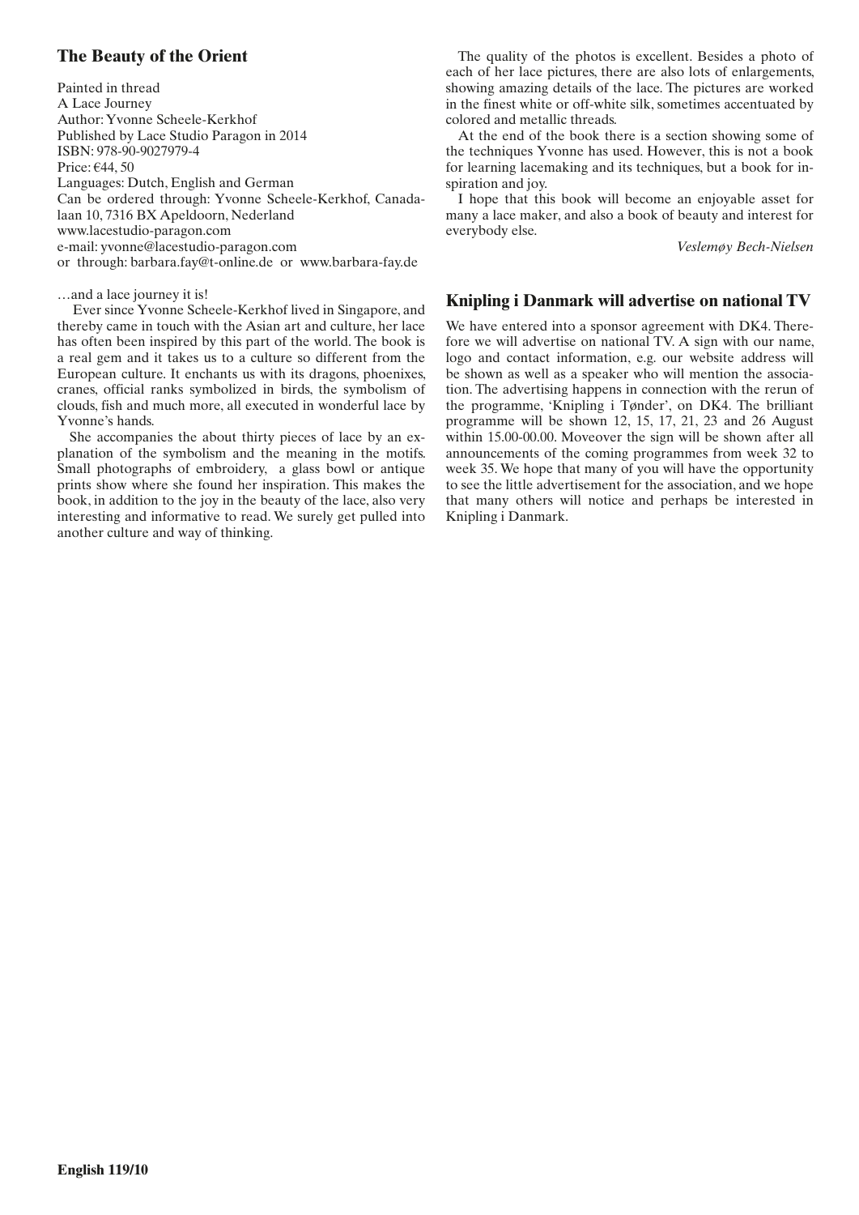## The Beauty of the Orient

Painted in thread
A Lace Journey
Author: Yvonne Scheele-Kerkhof
Published by Lace Studio Paragon in 2014
ISBN: 978-90-9027979-4
Price: €44, 50
Languages: Dutch, English and German
Can be ordered through: Yvonne Scheele-Kerkhof, Canadalaan 10, 7316 BX Apeldoorn, Nederland
www.lacestudio-paragon.com
e-mail: yvonne@lacestudio-paragon.com
or through: barbara.fay@t-online.de or www.barbara-fay.de

…and a lace journey it is!

Ever since Yvonne Scheele-Kerkhof lived in Singapore, and thereby came in touch with the Asian art and culture, her lace has often been inspired by this part of the world. The book is a real gem and it takes us to a culture so different from the European culture. It enchants us with its dragons, phoenixes, cranes, official ranks symbolized in birds, the symbolism of clouds, fish and much more, all executed in wonderful lace by Yvonne's hands.

She accompanies the about thirty pieces of lace by an explanation of the symbolism and the meaning in the motifs. Small photographs of embroidery, a glass bowl or antique prints show where she found her inspiration. This makes the book, in addition to the joy in the beauty of the lace, also very interesting and informative to read. We surely get pulled into another culture and way of thinking.

The quality of the photos is excellent. Besides a photo of each of her lace pictures, there are also lots of enlargements, showing amazing details of the lace. The pictures are worked in the finest white or off-white silk, sometimes accentuated by colored and metallic threads.

At the end of the book there is a section showing some of the techniques Yvonne has used. However, this is not a book for learning lacemaking and its techniques, but a book for inspiration and joy.

I hope that this book will become an enjoyable asset for many a lace maker, and also a book of beauty and interest for everybody else.

*Veslemøy Bech-Nielsen*

## Knipling i Danmark will advertise on national TV

We have entered into a sponsor agreement with DK4. Therefore we will advertise on national TV. A sign with our name, logo and contact information, e.g. our website address will be shown as well as a speaker who will mention the association. The advertising happens in connection with the rerun of the programme, 'Knipling i Tønder', on DK4. The brilliant programme will be shown 12, 15, 17, 21, 23 and 26 August within 15.00-00.00. Moveover the sign will be shown after all announcements of the coming programmes from week 32 to week 35. We hope that many of you will have the opportunity to see the little advertisement for the association, and we hope that many others will notice and perhaps be interested in Knipling i Danmark.